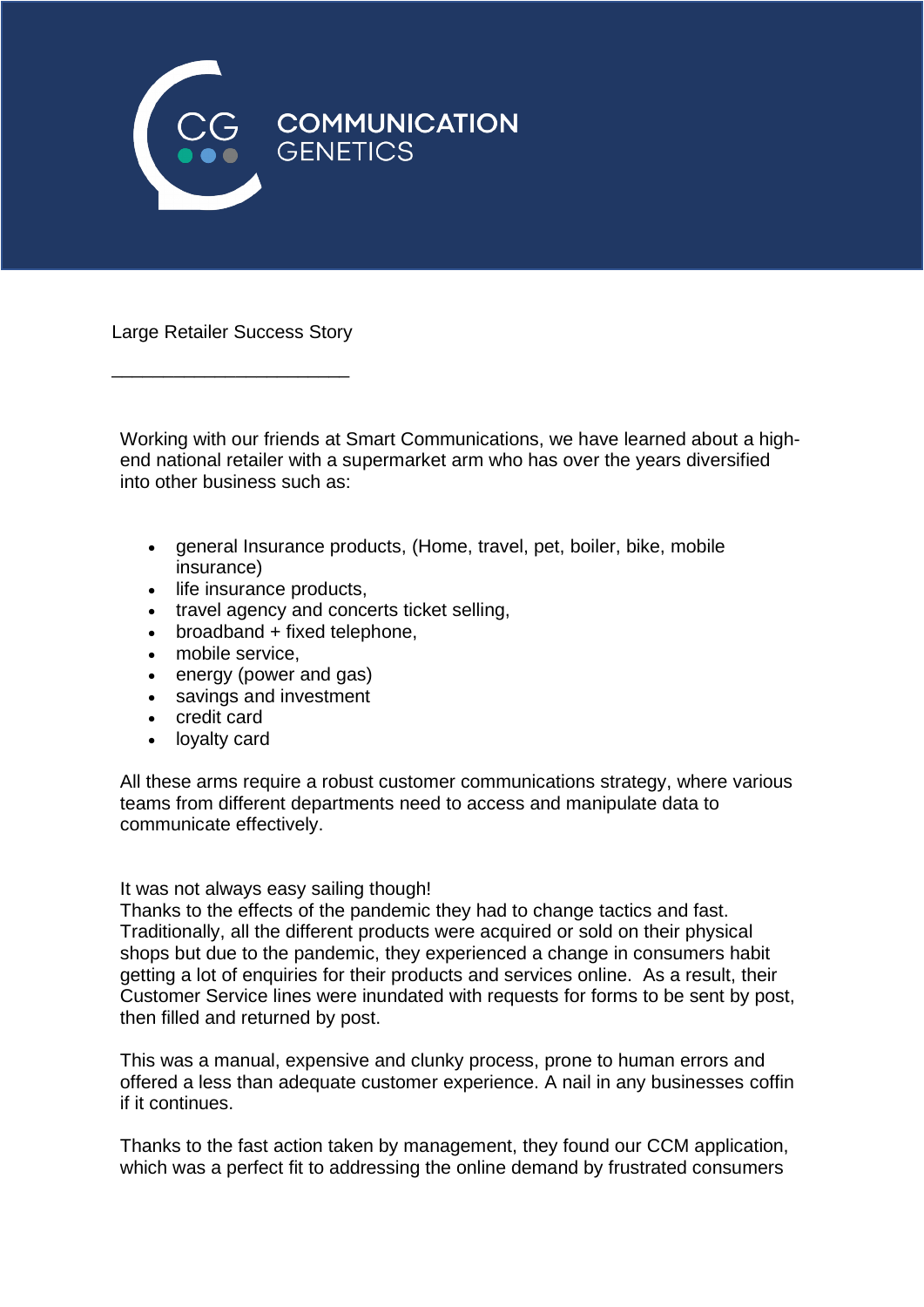COMMUNICATION GENETICS

# Large Retailer Success Story

Working with our friends at Smart Communications, we have learned about a high-end national retailer with a supermarket arm who has over the years diversified into other business such as:

- general Insurance products, (Home, travel, pet, boiler, bike, mobile insurance)
- life insurance products,
- travel agency and concerts ticket selling,
- broadband + fixed telephone,
- mobile service,
- energy (power and gas)
- savings and investment
- credit card
- loyalty card

All these arms require a robust customer communications strategy, where various teams from different departments need to access and manipulate data to communicate effectively.

It was not always easy sailing though!
Thanks to the effects of the pandemic they had to change tactics and fast. Traditionally, all the different products were acquired or sold on their physical shops but due to the pandemic, they experienced a change in consumers habit getting a lot of enquiries for their products and services online. As a result, their Customer Service lines were inundated with requests for forms to be sent by post, then filled and returned by post.

This was a manual, expensive and clunky process, prone to human errors and offered a less than adequate customer experience. A nail in any businesses coffin if it continues.

Thanks to the fast action taken by management, they found our CCM application, which was a perfect fit to addressing the online demand by frustrated consumers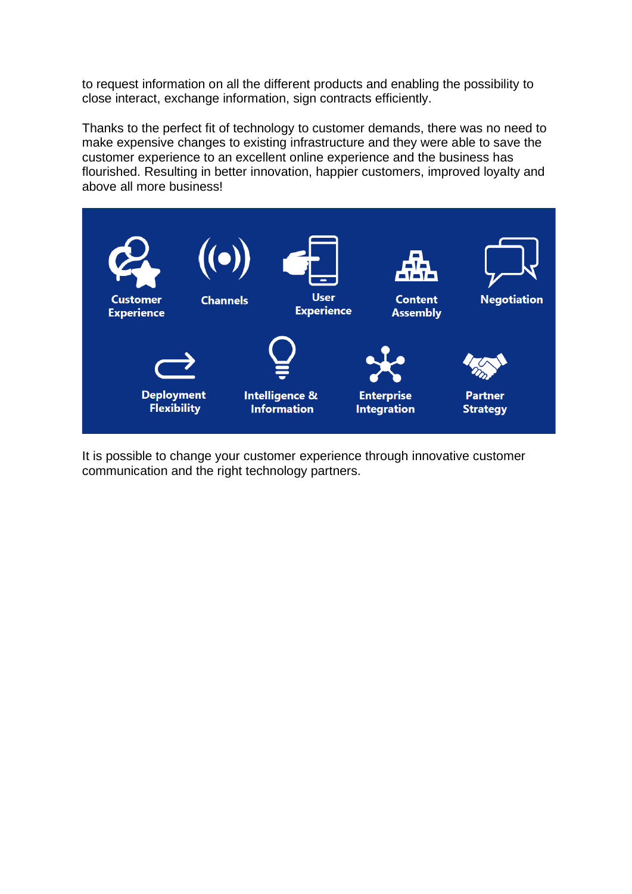to request information on all the different products and enabling the possibility to close interact, exchange information, sign contracts efficiently.

Thanks to the perfect fit of technology to customer demands, there was no need to make expensive changes to existing infrastructure and they were able to save the customer experience to an excellent online experience and the business has flourished. Resulting in better innovation, happier customers, improved loyalty and above all more business!

Customer Experience
Channels
User Experience
Content Assembly
Negotiation
Deployment Flexibility
Intelligence & Information
Enterprise Integration
Partner Strategy

It is possible to change your customer experience through innovative customer communication and the right technology partners.